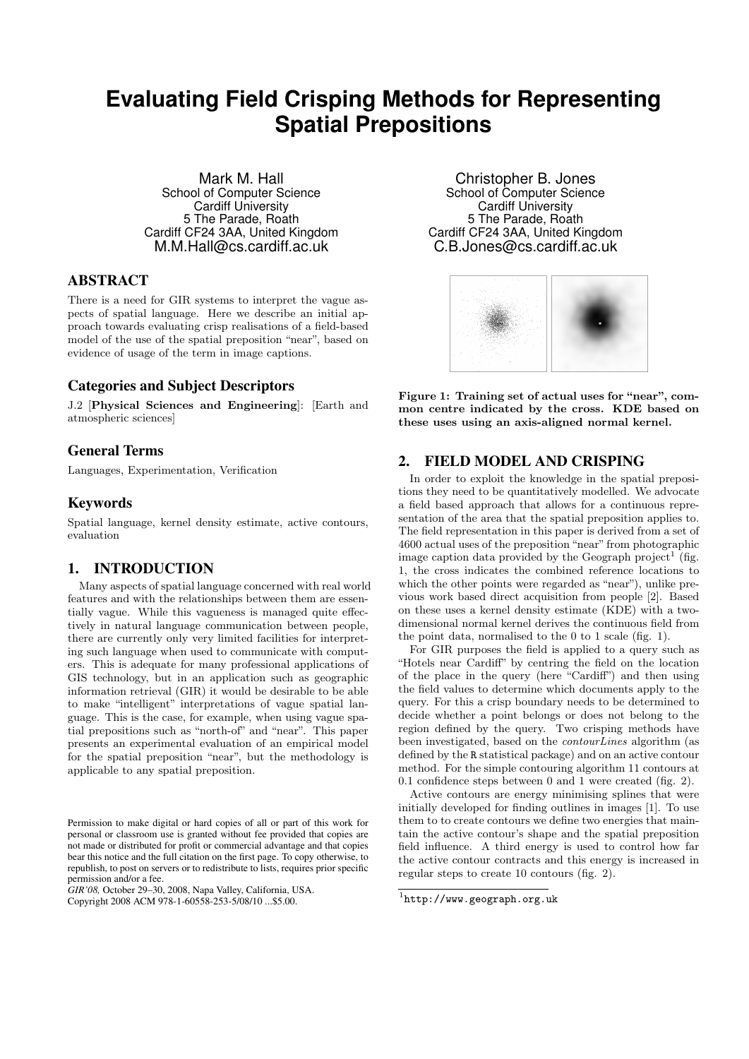# Evaluating Field Crisping Methods for Representing Spatial Prepositions

Mark M. Hall
School of Computer Science
Cardiff University
5 The Parade, Roath
Cardiff CF24 3AA, United Kingdom
M.M.Hall@cs.cardiff.ac.uk

Christopher B. Jones
School of Computer Science
Cardiff University
5 The Parade, Roath
Cardiff CF24 3AA, United Kingdom
C.B.Jones@cs.cardiff.ac.uk

## ABSTRACT

There is a need for GIR systems to interpret the vague aspects of spatial language. Here we describe an initial approach towards evaluating crisp realisations of a field-based model of the use of the spatial preposition "near", based on evidence of usage of the term in image captions.

## Categories and Subject Descriptors

J.2 [**Physical Sciences and Engineering**]: [Earth and atmospheric sciences]

## General Terms

Languages, Experimentation, Verification

## Keywords

Spatial language, kernel density estimate, active contours, evaluation

## 1. INTRODUCTION

Many aspects of spatial language concerned with real world features and with the relationships between them are essentially vague. While this vagueness is managed quite effectively in natural language communication between people, there are currently only very limited facilities for interpreting such language when used to communicate with computers. This is adequate for many professional applications of GIS technology, but in an application such as geographic information retrieval (GIR) it would be desirable to be able to make "intelligent" interpretations of vague spatial language. This is the case, for example, when using vague spatial prepositions such as "north-of" and "near". This paper presents an experimental evaluation of an empirical model for the spatial preposition "near", but the methodology is applicable to any spatial preposition.

Permission to make digital or hard copies of all or part of this work for personal or classroom use is granted without fee provided that copies are not made or distributed for profit or commercial advantage and that copies bear this notice and the full citation on the first page. To copy otherwise, to republish, to post on servers or to redistribute to lists, requires prior specific permission and/or a fee.
*GIR'08,* October 29–30, 2008, Napa Valley, California, USA.
Copyright 2008 ACM 978-1-60558-253-5/08/10 ...$5.00.

**Figure 1: Training set of actual uses for "near", common centre indicated by the cross. KDE based on these uses using an axis-aligned normal kernel.**

## 2. FIELD MODEL AND CRISPING

In order to exploit the knowledge in the spatial prepositions they need to be quantitatively modelled. We advocate a field based approach that allows for a continuous representation of the area that the spatial preposition applies to. The field representation in this paper is derived from a set of 4600 actual uses of the preposition "near" from photographic image caption data provided by the Geograph project[1] (fig. 1, the cross indicates the combined reference locations to which the other points were regarded as "near"), unlike previous work based direct acquisition from people [2]. Based on these uses a kernel density estimate (KDE) with a two-dimensional normal kernel derives the continuous field from the point data, normalised to the 0 to 1 scale (fig. 1).

For GIR purposes the field is applied to a query such as "Hotels near Cardiff" by centring the field on the location of the place in the query (here "Cardiff") and then using the field values to determine which documents apply to the query. For this a crisp boundary needs to be determined to decide whether a point belongs or does not belong to the region defined by the query. Two crisping methods have been investigated, based on the *contourLines* algorithm (as defined by the R statistical package) and on an active contour method. For the simple contouring algorithm 11 contours at 0.1 confidence steps between 0 and 1 were created (fig. 2).

Active contours are energy minimising splines that were initially developed for finding outlines in images [1]. To use them to to create contours we define two energies that maintain the active contour's shape and the spatial preposition field influence. A third energy is used to control how far the active contour contracts and this energy is increased in regular steps to create 10 contours (fig. 2).

[1] http://www.geograph.org.uk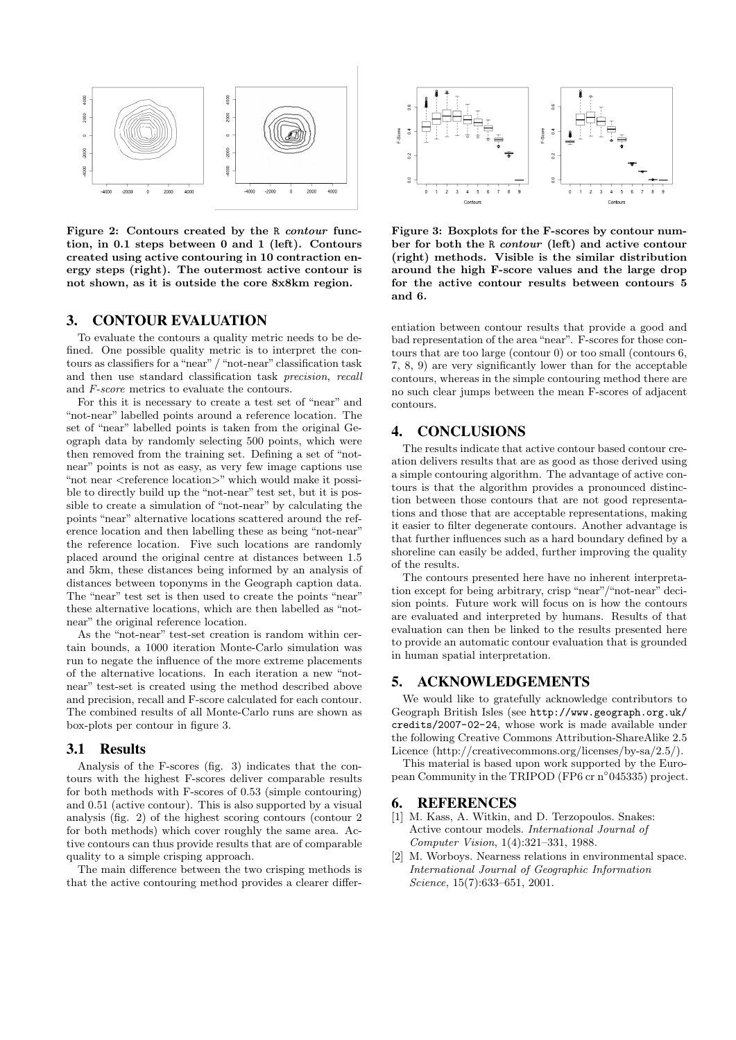-4000 -2000 0 2000 4000

-4000 -2000 0 2000 4000

**Figure 2: Contours created by the R *contour* function, in 0.1 steps between 0 and 1 (left). Contours created using active contouring in 10 contraction energy steps (right). The outermost active contour is not shown, as it is outside the core 8x8km region.**

F-Score

0.0 0.2 0.4 0.6

0 1 2 3 4 5 6 7 8 9

Contours

**Figure 3: Boxplots for the F-scores by contour number for both the R *contour* (left) and active contour (right) methods. Visible is the similar distribution around the high F-score values and the large drop for the active contour results between contours 5 and 6.**

## 3. CONTOUR EVALUATION

To evaluate the contours a quality metric needs to be defined. One possible quality metric is to interpret the contours as classifiers for a "near" / "not-near" classification task and then use standard classification task *precision*, *recall* and *F-score* metrics to evaluate the contours.

For this it is necessary to create a test set of "near" and "not-near" labelled points around a reference location. The set of "near" labelled points is taken from the original Geograph data by randomly selecting 500 points, which were then removed from the training set. Defining a set of "not-near" points is not as easy, as very few image captions use "not near <reference location>" which would make it possible to directly build up the "not-near" test set, but it is possible to create a simulation of "not-near" by calculating the points "near" alternative locations scattered around the reference location and then labelling these as being "not-near" the reference location. Five such locations are randomly placed around the original centre at distances between 1.5 and 5km, these distances being informed by an analysis of distances between toponyms in the Geograph caption data. The "near" test set is then used to create the points "near" these alternative locations, which are then labelled as "not-near" the original reference location.

As the "not-near" test-set creation is random within certain bounds, a 1000 iteration Monte-Carlo simulation was run to negate the influence of the more extreme placements of the alternative locations. In each iteration a new "not-near" test-set is created using the method described above and precision, recall and F-score calculated for each contour. The combined results of all Monte-Carlo runs are shown as box-plots per contour in figure 3.

### 3.1 Results

Analysis of the F-scores (fig. 3) indicates that the contours with the highest F-scores deliver comparable results for both methods with F-scores of 0.53 (simple contouring) and 0.51 (active contour). This is also supported by a visual analysis (fig. 2) of the highest scoring contours (contour 2 for both methods) which cover roughly the same area. Active contours can thus provide results that are of comparable quality to a simple crisping approach.

The main difference between the two crisping methods is that the active contouring method provides a clearer differentiation between contour results that provide a good and bad representation of the area "near". F-scores for those contours that are too large (contour 0) or too small (contours 6, 7, 8, 9) are very significantly lower than for the acceptable contours, whereas in the simple contouring method there are no such clear jumps between the mean F-scores of adjacent contours.

## 4. CONCLUSIONS

The results indicate that active contour based contour creation delivers results that are as good as those derived using a simple contouring algorithm. The advantage of active contours is that the algorithm provides a pronounced distinction between those contours that are not good representations and those that are acceptable representations, making it easier to filter degenerate contours. Another advantage is that further influences such as a hard boundary defined by a shoreline can easily be added, further improving the quality of the results.

The contours presented here have no inherent interpretation except for being arbitrary, crisp "near"/"not-near" decision points. Future work will focus on is how the contours are evaluated and interpreted by humans. Results of that evaluation can then be linked to the results presented here to provide an automatic contour evaluation that is grounded in human spatial interpretation.

## 5. ACKNOWLEDGEMENTS

We would like to gratefully acknowledge contributors to Geograph British Isles (see http://www.geograph.org.uk/credits/2007-02-24, whose work is made available under the following Creative Commons Attribution-ShareAlike 2.5 Licence (http://creativecommons.org/licenses/by-sa/2.5/).

This material is based upon work supported by the European Community in the TRIPOD (FP6 cr n°045335) project.

## 6. REFERENCES

[1] M. Kass, A. Witkin, and D. Terzopoulos. Snakes: Active contour models. *International Journal of Computer Vision*, 1(4):321–331, 1988.

[2] M. Worboys. Nearness relations in environmental space. *International Journal of Geographic Information Science*, 15(7):633–651, 2001.